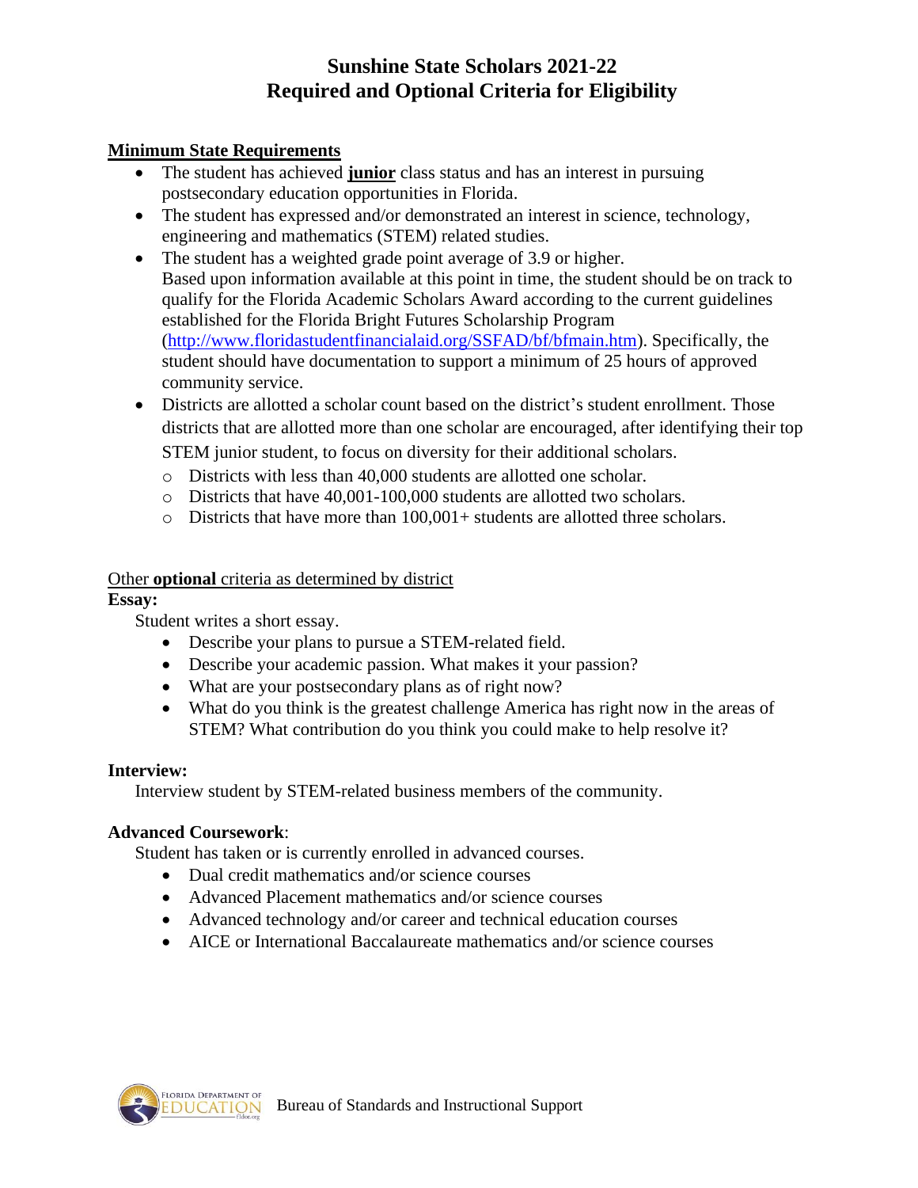# Sunshine State Scholars 2021-22
# Required and Optional Criteria for Eligibility

## Minimum State Requirements

- The student has achieved **junior** class status and has an interest in pursuing postsecondary education opportunities in Florida.
- The student has expressed and/or demonstrated an interest in science, technology, engineering and mathematics (STEM) related studies.
- The student has a weighted grade point average of 3.9 or higher.
  Based upon information available at this point in time, the student should be on track to qualify for the Florida Academic Scholars Award according to the current guidelines established for the Florida Bright Futures Scholarship Program (http://www.floridastudentfinancialaid.org/SSFAD/bf/bfmain.htm). Specifically, the student should have documentation to support a minimum of 25 hours of approved community service.
- Districts are allotted a scholar count based on the district's student enrollment. Those districts that are allotted more than one scholar are encouraged, after identifying their top STEM junior student, to focus on diversity for their additional scholars.
  - Districts with less than 40,000 students are allotted one scholar.
  - Districts that have 40,001-100,000 students are allotted two scholars.
  - Districts that have more than 100,001+ students are allotted three scholars.

## Other **optional** criteria as determined by district

**Essay:**

Student writes a short essay.

- Describe your plans to pursue a STEM-related field.
- Describe your academic passion. What makes it your passion?
- What are your postsecondary plans as of right now?
- What do you think is the greatest challenge America has right now in the areas of STEM? What contribution do you think you could make to help resolve it?

**Interview:**

Interview student by STEM-related business members of the community.

**Advanced Coursework**:

Student has taken or is currently enrolled in advanced courses.

- Dual credit mathematics and/or science courses
- Advanced Placement mathematics and/or science courses
- Advanced technology and/or career and technical education courses
- AICE or International Baccalaureate mathematics and/or science courses

Bureau of Standards and Instructional Support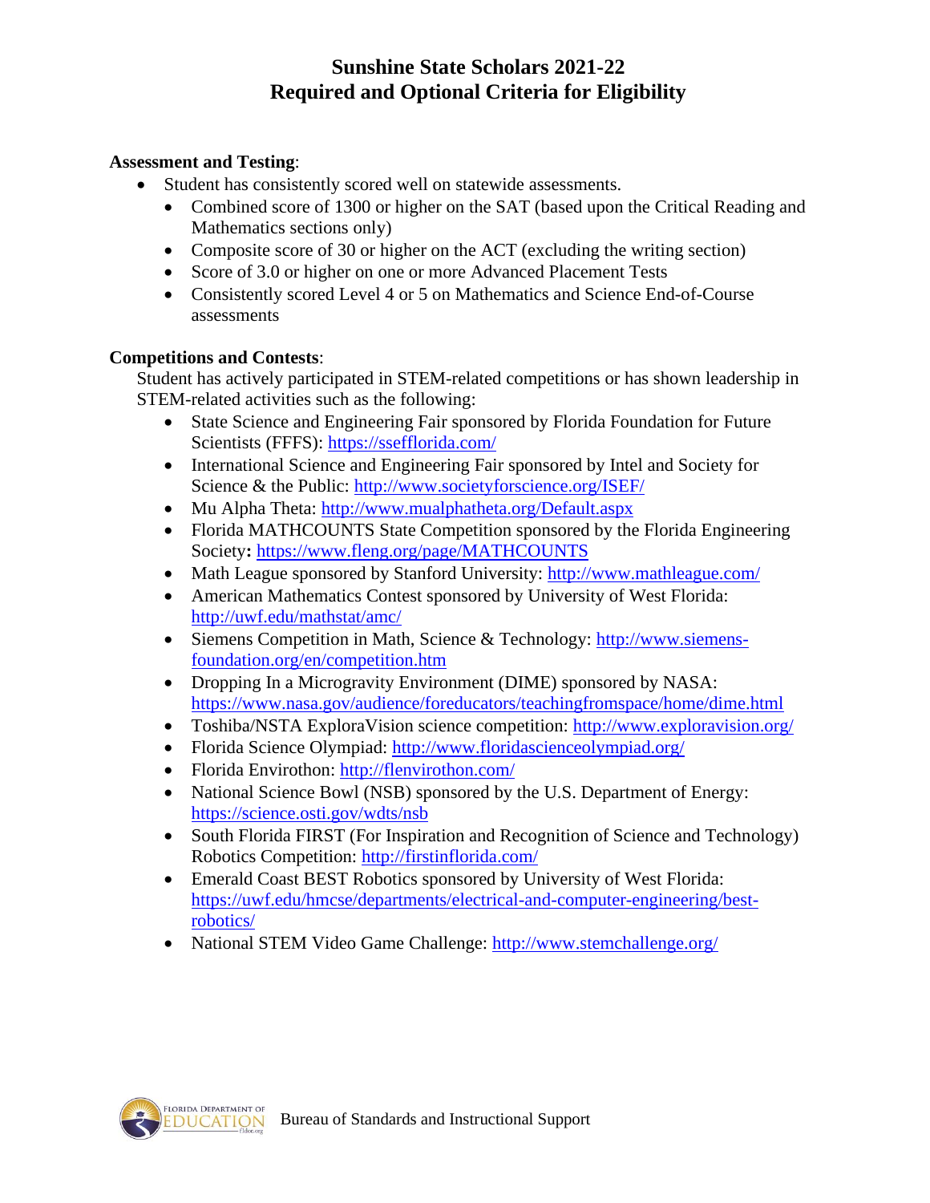# Sunshine State Scholars 2021-22
# Required and Optional Criteria for Eligibility

**Assessment and Testing**:

- Student has consistently scored well on statewide assessments.
  - Combined score of 1300 or higher on the SAT (based upon the Critical Reading and Mathematics sections only)
  - Composite score of 30 or higher on the ACT (excluding the writing section)
  - Score of 3.0 or higher on one or more Advanced Placement Tests
  - Consistently scored Level 4 or 5 on Mathematics and Science End-of-Course assessments

**Competitions and Contests**:

Student has actively participated in STEM-related competitions or has shown leadership in STEM-related activities such as the following:

- State Science and Engineering Fair sponsored by Florida Foundation for Future Scientists (FFFS): https://ssefflorida.com/
- International Science and Engineering Fair sponsored by Intel and Society for Science & the Public: http://www.societyforscience.org/ISEF/
- Mu Alpha Theta: http://www.mualphatheta.org/Default.aspx
- Florida MATHCOUNTS State Competition sponsored by the Florida Engineering Society**:** https://www.fleng.org/page/MATHCOUNTS
- Math League sponsored by Stanford University: http://www.mathleague.com/
- American Mathematics Contest sponsored by University of West Florida: http://uwf.edu/mathstat/amc/
- Siemens Competition in Math, Science & Technology: http://www.siemens-foundation.org/en/competition.htm
- Dropping In a Microgravity Environment (DIME) sponsored by NASA: https://www.nasa.gov/audience/foreducators/teachingfromspace/home/dime.html
- Toshiba/NSTA ExploraVision science competition: http://www.exploravision.org/
- Florida Science Olympiad: http://www.floridascienceolympiad.org/
- Florida Envirothon: http://flenvirothon.com/
- National Science Bowl (NSB) sponsored by the U.S. Department of Energy: https://science.osti.gov/wdts/nsb
- South Florida FIRST (For Inspiration and Recognition of Science and Technology) Robotics Competition: http://firstinflorida.com/
- Emerald Coast BEST Robotics sponsored by University of West Florida: https://uwf.edu/hmcse/departments/electrical-and-computer-engineering/best-robotics/
- National STEM Video Game Challenge: http://www.stemchallenge.org/